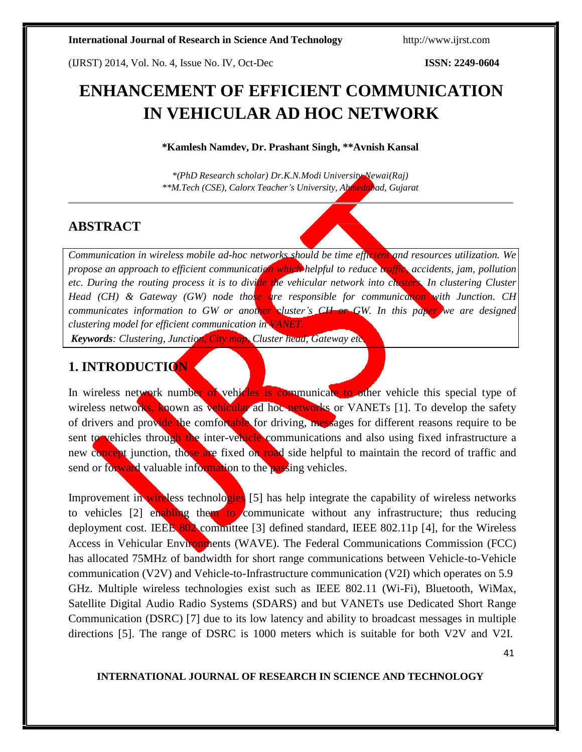# ENHANCEMENT OF EFFICIENT COMMUNICATION IN VEHICULAR AD HOC NETWORK

**\*Kamlesh Namdev, Dr. Prashant Singh, \*\*Avnish Kansal**

*\*(PhD Research scholar) Dr.K.N.Modi University,Newai(Raj)*
*\*\*M.Tech (CSE), Calorx Teacher's University, Ahmedabad, Gujarat*

## ABSTRACT

*Communication in wireless mobile ad-hoc networks should be time efficient and resources utilization. We propose an approach to efficient communication which helpful to reduce traffic, accidents, jam, pollution etc. During the routing process it is to divide the vehicular network into clusters. In clustering Cluster Head (CH) & Gateway (GW) node those are responsible for communication with Junction. CH communicates information to GW or another cluster's CH or GW. In this paper we are designed clustering model for efficient communication in VANET.*

***Keywords**: Clustering, Junction, City map, Cluster head, Gateway etc.*

## 1. INTRODUCTION

In wireless network number of vehicles is communicate to other vehicle this special type of wireless networks, known as vehicular ad hoc networks or VANETs [1]. To develop the safety of drivers and provide the comfortable for driving, messages for different reasons require to be sent to vehicles through the inter-vehicle communications and also using fixed infrastructure a new concept junction, those are fixed on road side helpful to maintain the record of traffic and send or forward valuable information to the passing vehicles.

Improvement in wireless technologies [5] has help integrate the capability of wireless networks to vehicles [2] enabling them to communicate without any infrastructure; thus reducing deployment cost. IEEE 802 committee [3] defined standard, IEEE 802.11p [4], for the Wireless Access in Vehicular Environments (WAVE). The Federal Communications Commission (FCC) has allocated 75MHz of bandwidth for short range communications between Vehicle-to-Vehicle communication (V2V) and Vehicle-to-Infrastructure communication (V2I) which operates on 5.9 GHz. Multiple wireless technologies exist such as IEEE 802.11 (Wi-Fi), Bluetooth, WiMax, Satellite Digital Audio Radio Systems (SDARS) and but VANETs use Dedicated Short Range Communication (DSRC) [7] due to its low latency and ability to broadcast messages in multiple directions [5]. The range of DSRC is 1000 meters which is suitable for both V2V and V2I.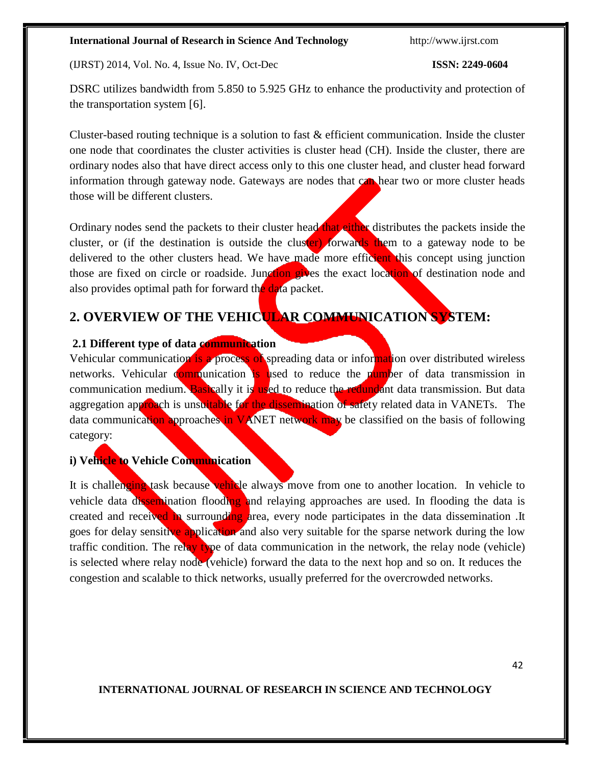DSRC utilizes bandwidth from 5.850 to 5.925 GHz to enhance the productivity and protection of the transportation system [6].

Cluster-based routing technique is a solution to fast & efficient communication. Inside the cluster one node that coordinates the cluster activities is cluster head (CH). Inside the cluster, there are ordinary nodes also that have direct access only to this one cluster head, and cluster head forward information through gateway node. Gateways are nodes that can hear two or more cluster heads those will be different clusters.

Ordinary nodes send the packets to their cluster head that either distributes the packets inside the cluster, or (if the destination is outside the cluster) forwards them to a gateway node to be delivered to the other clusters head. We have made more efficient this concept using junction those are fixed on circle or roadside. Junction gives the exact location of destination node and also provides optimal path for forward the data packet.

## 2. OVERVIEW OF THE VEHICULAR COMMUNICATION SYSTEM:

### 2.1 Different type of data communication

Vehicular communication is a process of spreading data or information over distributed wireless networks. Vehicular communication is used to reduce the number of data transmission in communication medium. Basically it is used to reduce the redundant data transmission. But data aggregation approach is unsuitable for the dissemination of safety related data in VANETs. The data communication approaches in VANET network may be classified on the basis of following category:

**i) Vehicle to Vehicle Communication**

It is challenging task because vehicle always move from one to another location. In vehicle to vehicle data dissemination flooding and relaying approaches are used. In flooding the data is created and received in surrounding area, every node participates in the data dissemination .It goes for delay sensitive application and also very suitable for the sparse network during the low traffic condition. The relay type of data communication in the network, the relay node (vehicle) is selected where relay node (vehicle) forward the data to the next hop and so on. It reduces the congestion and scalable to thick networks, usually preferred for the overcrowded networks.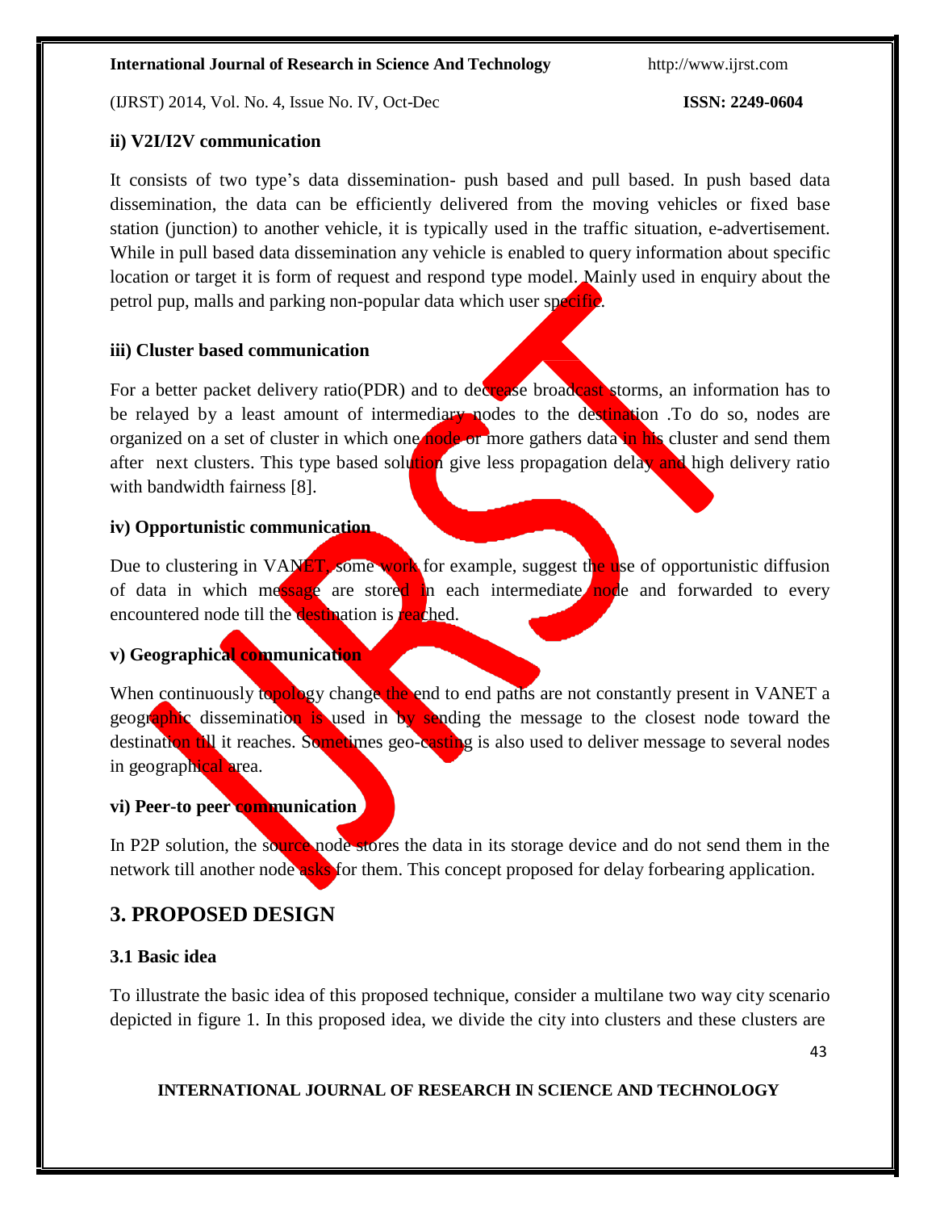#### ii) V2I/I2V communication

It consists of two type's data dissemination- push based and pull based. In push based data dissemination, the data can be efficiently delivered from the moving vehicles or fixed base station (junction) to another vehicle, it is typically used in the traffic situation, e-advertisement. While in pull based data dissemination any vehicle is enabled to query information about specific location or target it is form of request and respond type model. Mainly used in enquiry about the petrol pup, malls and parking non-popular data which user specific.

#### iii) Cluster based communication

For a better packet delivery ratio(PDR) and to decrease broadcast storms, an information has to be relayed by a least amount of intermediary nodes to the destination .To do so, nodes are organized on a set of cluster in which one node or more gathers data in his cluster and send them after next clusters. This type based solution give less propagation delay and high delivery ratio with bandwidth fairness [8].

#### iv) Opportunistic communication

Due to clustering in VANET, some work for example, suggest the use of opportunistic diffusion of data in which message are stored in each intermediate node and forwarded to every encountered node till the destination is reached.

#### v) Geographical communication

When continuously topology change the end to end paths are not constantly present in VANET a geographic dissemination is used in by sending the message to the closest node toward the destination till it reaches. Sometimes geo-casting is also used to deliver message to several nodes in geographical area.

#### vi) Peer-to peer communication

In P2P solution, the source node stores the data in its storage device and do not send them in the network till another node asks for them. This concept proposed for delay forbearing application.

## 3. PROPOSED DESIGN

### 3.1 Basic idea

To illustrate the basic idea of this proposed technique, consider a multilane two way city scenario depicted in figure 1. In this proposed idea, we divide the city into clusters and these clusters are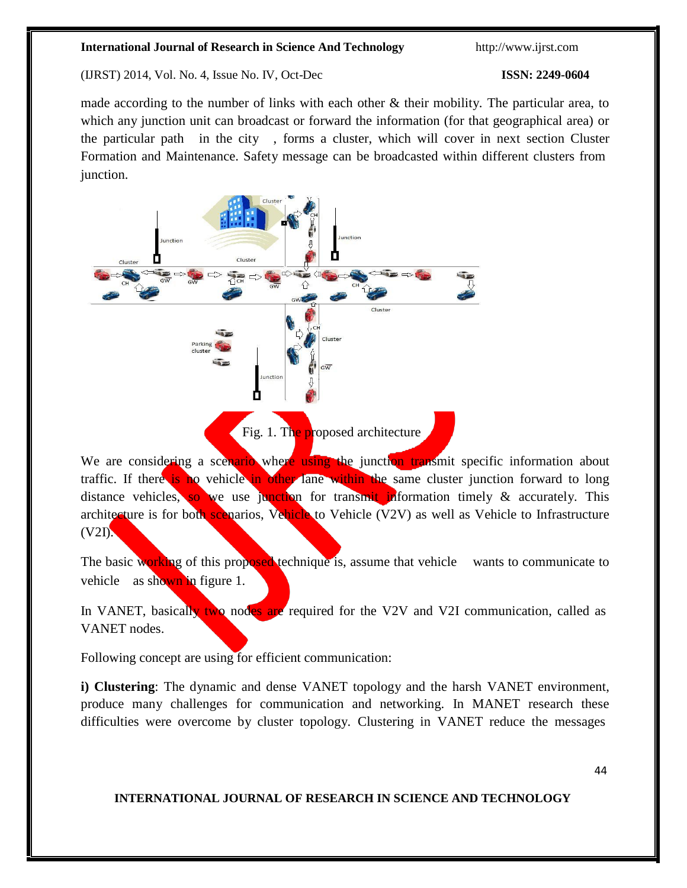made according to the number of links with each other & their mobility. The particular area, to which any junction unit can broadcast or forward the information (for that geographical area) or the particular path in the city , forms a cluster, which will cover in next section Cluster Formation and Maintenance. Safety message can be broadcasted within different clusters from junction.

Fig. 1. The proposed architecture

We are considering a scenario where using the junction transmit specific information about traffic. If there is no vehicle in other lane within the same cluster junction forward to long distance vehicles, so we use junction for transmit information timely & accurately. This architecture is for both scenarios, Vehicle to Vehicle (V2V) as well as Vehicle to Infrastructure (V2I).

The basic working of this proposed technique is, assume that vehicle wants to communicate to vehicle as shown in figure 1.

In VANET, basically two nodes are required for the V2V and V2I communication, called as VANET nodes.

Following concept are using for efficient communication:

**i) Clustering**: The dynamic and dense VANET topology and the harsh VANET environment, produce many challenges for communication and networking. In MANET research these difficulties were overcome by cluster topology. Clustering in VANET reduce the messages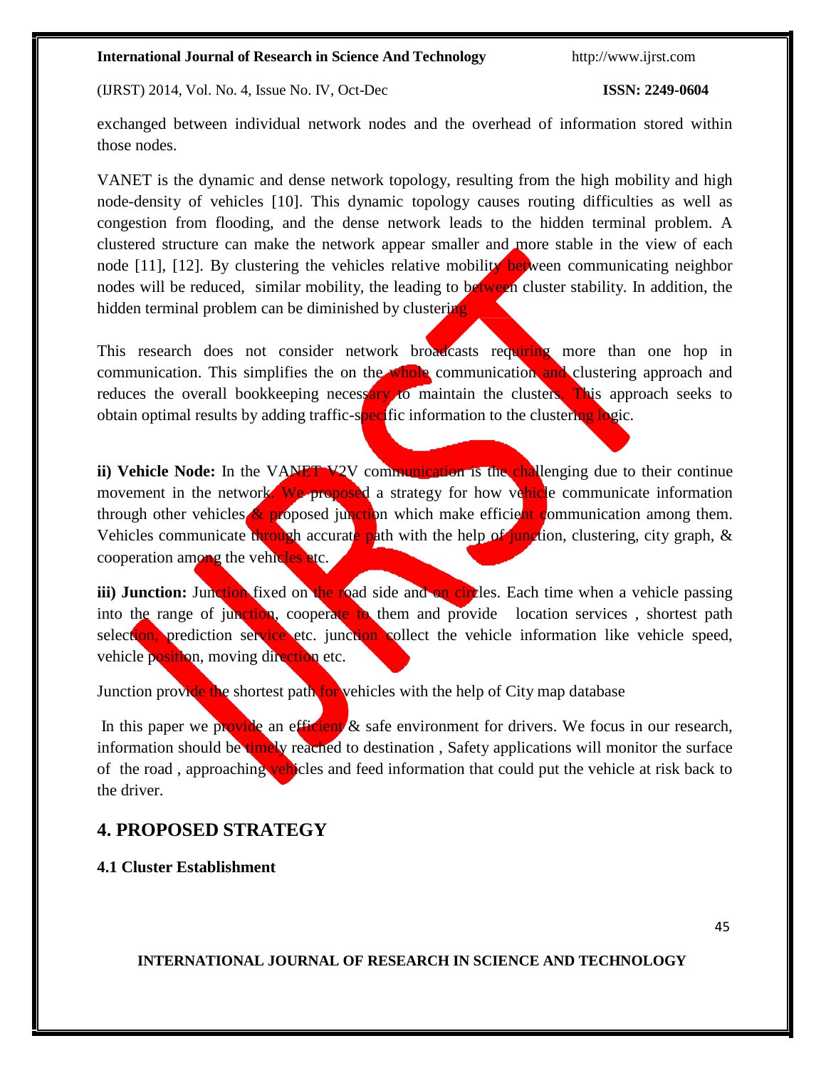exchanged between individual network nodes and the overhead of information stored within those nodes.

VANET is the dynamic and dense network topology, resulting from the high mobility and high node-density of vehicles [10]. This dynamic topology causes routing difficulties as well as congestion from flooding, and the dense network leads to the hidden terminal problem. A clustered structure can make the network appear smaller and more stable in the view of each node [11], [12]. By clustering the vehicles relative mobility between communicating neighbor nodes will be reduced, similar mobility, the leading to between cluster stability. In addition, the hidden terminal problem can be diminished by clustering

This research does not consider network broadcasts requiring more than one hop in communication. This simplifies the on the whole communication and clustering approach and reduces the overall bookkeeping necessary to maintain the clusters. This approach seeks to obtain optimal results by adding traffic-specific information to the clustering logic.

**ii) Vehicle Node:** In the VANET V2V communication is the challenging due to their continue movement in the network. We proposed a strategy for how vehicle communicate information through other vehicles & proposed junction which make efficient communication among them. Vehicles communicate through accurate path with the help of junction, clustering, city graph, & cooperation among the vehicles etc.

**iii) Junction:** Junction fixed on the road side and on circles. Each time when a vehicle passing into the range of junction, cooperate to them and provide location services , shortest path selection, prediction service etc. junction collect the vehicle information like vehicle speed, vehicle position, moving direction etc.

Junction provide the shortest path for vehicles with the help of City map database

In this paper we provide an efficient & safe environment for drivers. We focus in our research, information should be timely reached to destination , Safety applications will monitor the surface of the road , approaching vehicles and feed information that could put the vehicle at risk back to the driver.

## 4. PROPOSED STRATEGY

### 4.1 Cluster Establishment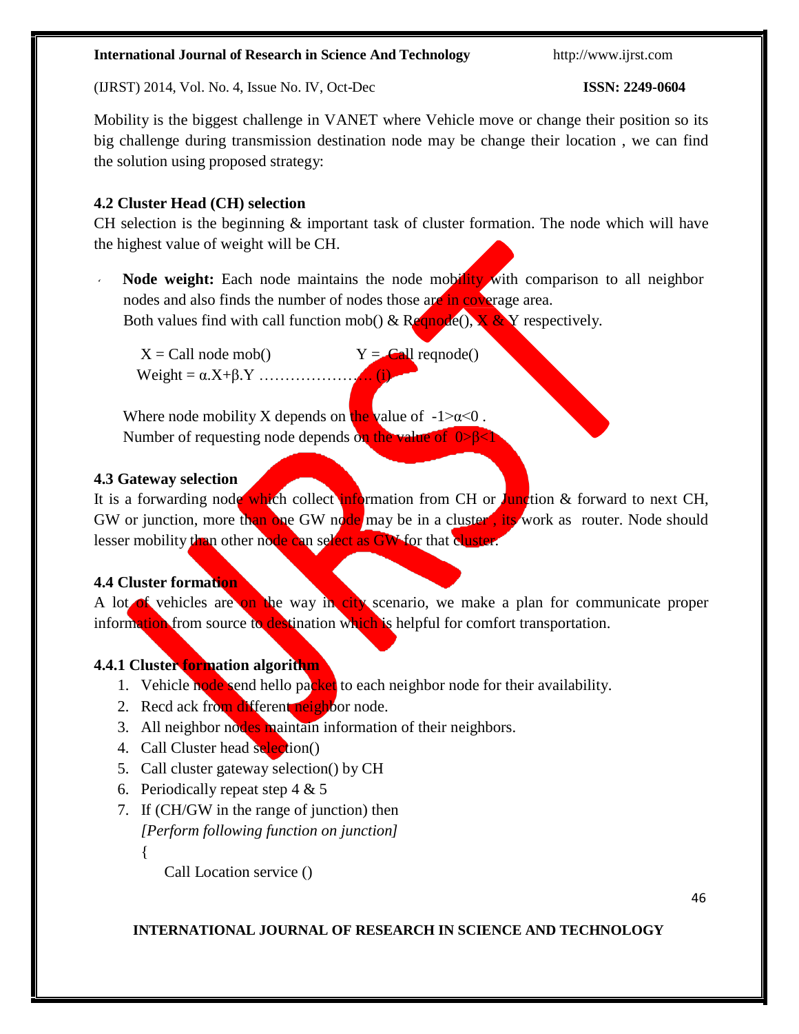Mobility is the biggest challenge in VANET where Vehicle move or change their position so its big challenge during transmission destination node may be change their location , we can find the solution using proposed strategy:

### 4.2 Cluster Head (CH) selection

CH selection is the beginning & important task of cluster formation. The node which will have the highest value of weight will be CH.

- **Node weight:** Each node maintains the node mobility with comparison to all neighbor nodes and also finds the number of nodes those are in coverage area.
  Both values find with call function mob() & Reqnode(), X & Y respectively.

  X = Call node mob() Y = Call reqnode()
  Weight = $\alpha.X+\beta.Y$ …………………… (i)

  Where node mobility X depends on the value of $-1>\alpha<0$ .
  Number of requesting node depends on the value of $0>\beta<1$

### 4.3 Gateway selection

It is a forwarding node which collect information from CH or Junction & forward to next CH, GW or junction, more than one GW node may be in a cluster , its work as router. Node should lesser mobility than other node can select as GW for that cluster.

### 4.4 Cluster formation

A lot of vehicles are on the way in city scenario, we make a plan for communicate proper information from source to destination which is helpful for comfort transportation.

#### 4.4.1 Cluster formation algorithm

1. Vehicle node send hello packet to each neighbor node for their availability.
2. Recd ack from different neighbor node.
3. All neighbor nodes maintain information of their neighbors.
4. Call Cluster head selection()
5. Call cluster gateway selection() by CH
6. Periodically repeat step 4 & 5
7. If (CH/GW in the range of junction) then
   *[Perform following function on junction]*
   {
   Call Location service ()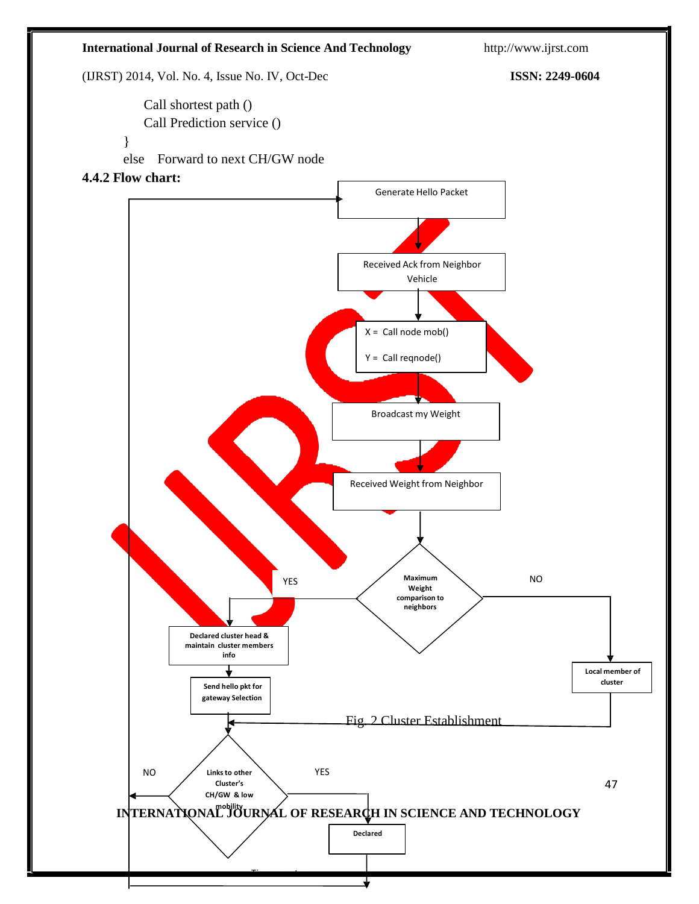Call shortest path ()

Call Prediction service ()

}

else Forward to next CH/GW node

**4.4.2 Flow chart:**

Generate Hello Packet

Received Ack from Neighbor Vehicle

X = Call node mob()

Y = Call reqnode()

Broadcast my Weight

Received Weight from Neighbor

Maximum Weight comparison to neighbors

YES

NO

Declared cluster head & maintain cluster members info

Local member of cluster

Send hello pkt for gateway Selection

Fig. 2 Cluster Establishment

NO

Links to other Cluster's CH/GW & low mobility

YES

Declared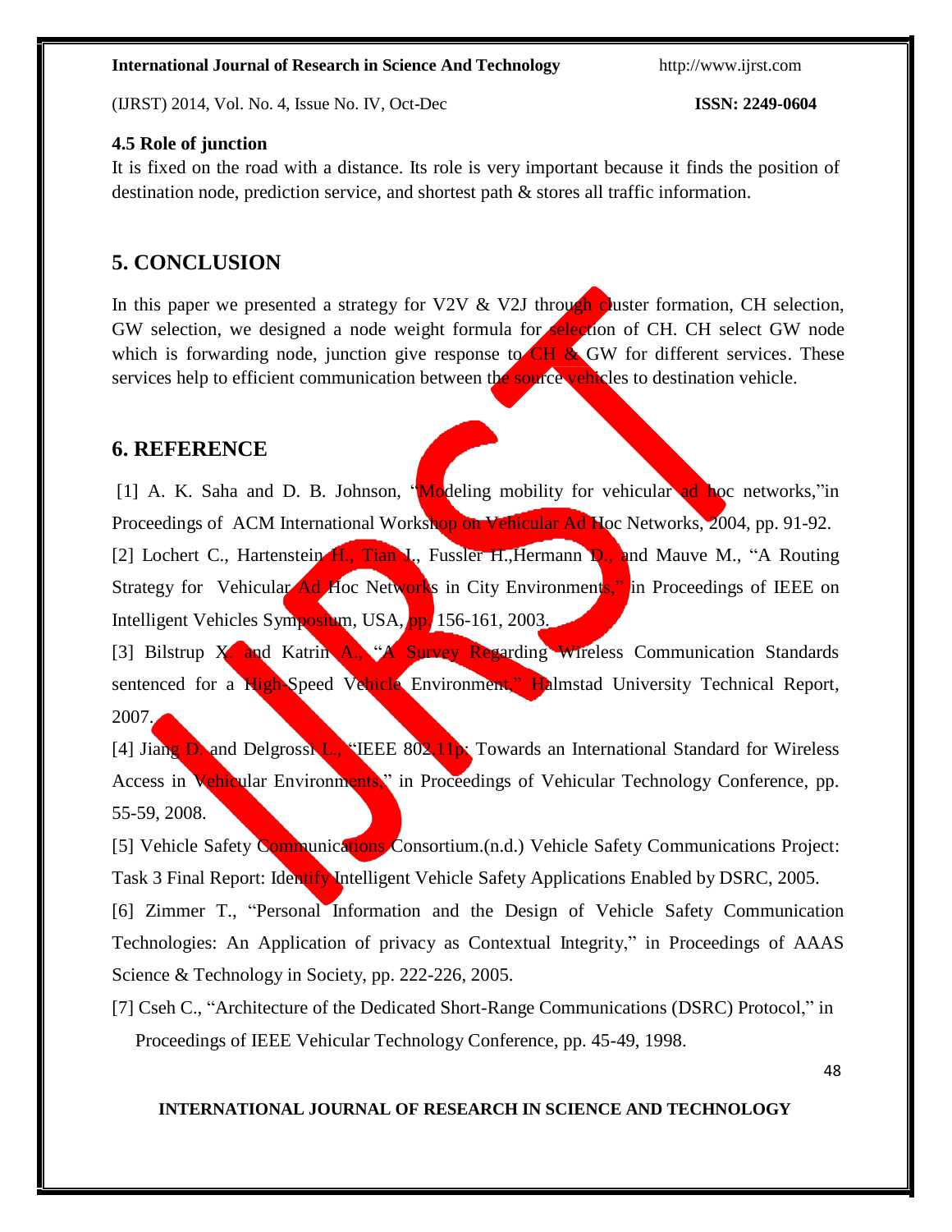### 4.5 Role of junction

It is fixed on the road with a distance. Its role is very important because it finds the position of destination node, prediction service, and shortest path & stores all traffic information.

## 5. CONCLUSION

In this paper we presented a strategy for V2V & V2J through cluster formation, CH selection, GW selection, we designed a node weight formula for selection of CH. CH select GW node which is forwarding node, junction give response to CH & GW for different services. These services help to efficient communication between the source vehicles to destination vehicle.

## 6. REFERENCE

[1] A. K. Saha and D. B. Johnson, "Modeling mobility for vehicular ad hoc networks,"in Proceedings of ACM International Workshop on Vehicular Ad Hoc Networks, 2004, pp. 91-92.

[2] Lochert C., Hartenstein H., Tian J., Fussler H.,Hermann D., and Mauve M., "A Routing Strategy for Vehicular Ad Hoc Networks in City Environments," in Proceedings of IEEE on Intelligent Vehicles Symposium, USA, pp. 156-161, 2003.

[3] Bilstrup X. and Katrin A., "A Survey Regarding Wireless Communication Standards sentenced for a High-Speed Vehicle Environment," Halmstad University Technical Report, 2007.

[4] Jiang D. and Delgrossi L., "IEEE 802.11p: Towards an International Standard for Wireless Access in Vehicular Environments," in Proceedings of Vehicular Technology Conference, pp. 55-59, 2008.

[5] Vehicle Safety Communications Consortium.(n.d.) Vehicle Safety Communications Project: Task 3 Final Report: Identify Intelligent Vehicle Safety Applications Enabled by DSRC, 2005.

[6] Zimmer T., "Personal Information and the Design of Vehicle Safety Communication Technologies: An Application of privacy as Contextual Integrity," in Proceedings of AAAS Science & Technology in Society, pp. 222-226, 2005.

[7] Cseh C., "Architecture of the Dedicated Short-Range Communications (DSRC) Protocol," in Proceedings of IEEE Vehicular Technology Conference, pp. 45-49, 1998.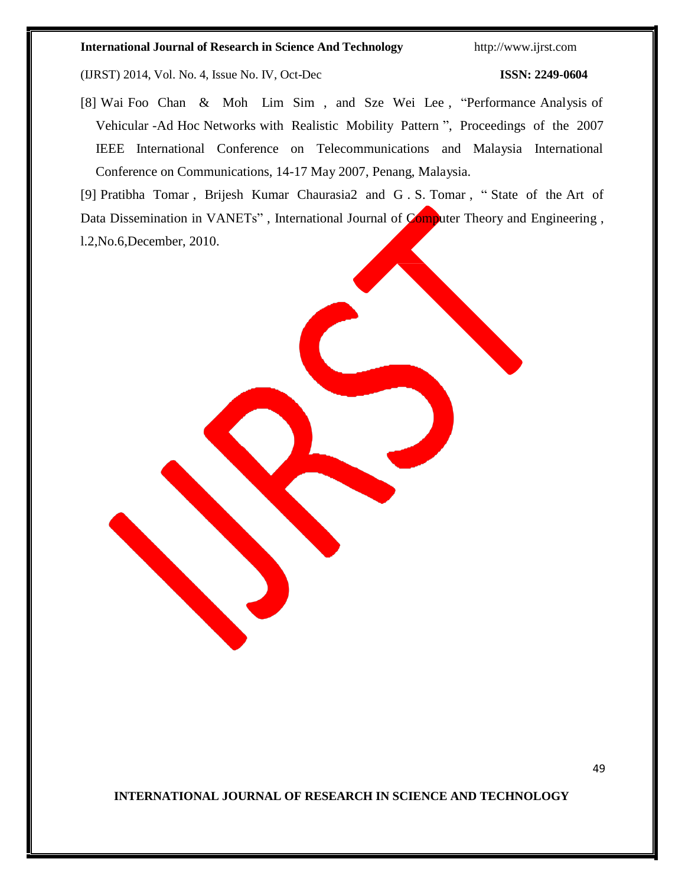[8] Wai Foo Chan & Moh Lim Sim , and Sze Wei Lee , "Performance Analysis of Vehicular -Ad Hoc Networks with Realistic Mobility Pattern ", Proceedings of the 2007 IEEE International Conference on Telecommunications and Malaysia International Conference on Communications, 14-17 May 2007, Penang, Malaysia.

[9] Pratibha Tomar , Brijesh Kumar Chaurasia2 and G . S. Tomar , " State of the Art of Data Dissemination in VANETs" , International Journal of Computer Theory and Engineering , l.2,No.6,December, 2010.